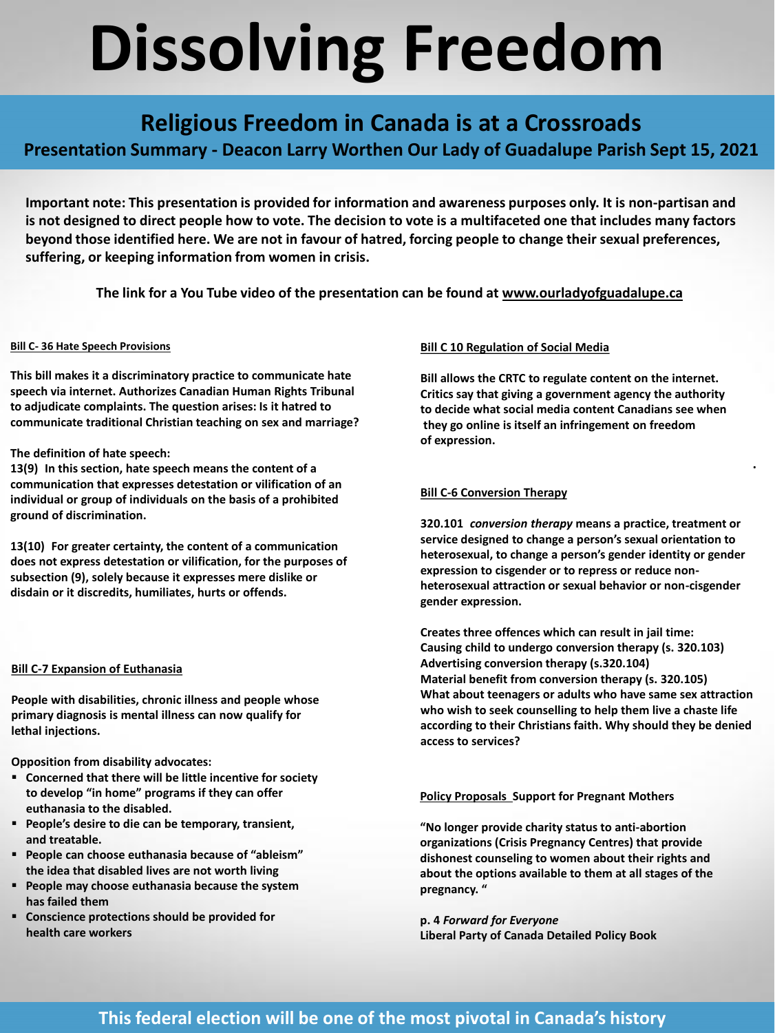# Dissolving Freedom

## Religious Freedom in Canada is at a Crossroads

### Presentation Summary - Deacon Larry Worthen Our Lady of Guadalupe Parish Sept 15, 2021

**Important note: This presentation is provided for information and awareness purposes only. It is non-partisan and is not designed to direct people how to vote. The decision to vote is a multifaceted one that includes many factors beyond those identified here. We are not in favour of hatred, forcing people to change their sexual preferences, suffering, or keeping information from women in crisis.**

**The link for a You Tube video of the presentation can be found at www.ourladyofguadalupe.ca**

**Bill C- 36 Hate Speech Provisions**

**This bill makes it a discriminatory practice to communicate hate speech via internet. Authorizes Canadian Human Rights Tribunal to adjudicate complaints. The question arises: Is it hatred to communicate traditional Christian teaching on sex and marriage?**

**The definition of hate speech:**
**13(9) In this section, hate speech means the content of a communication that expresses detestation or vilification of an individual or group of individuals on the basis of a prohibited ground of discrimination.**

**13(10) For greater certainty, the content of a communication does not express detestation or vilification, for the purposes of subsection (9), solely because it expresses mere dislike or disdain or it discredits, humiliates, hurts or offends.**

**Bill C-7 Expansion of Euthanasia**

**People with disabilities, chronic illness and people whose primary diagnosis is mental illness can now qualify for lethal injections.**

**Opposition from disability advocates:**

- **Concerned that there will be little incentive for society to develop "in home" programs if they can offer euthanasia to the disabled.**
- **People's desire to die can be temporary, transient, and treatable.**
- **People can choose euthanasia because of "ableism" the idea that disabled lives are not worth living**
- **People may choose euthanasia because the system has failed them**
- **Conscience protections should be provided for health care workers**

**Bill C 10 Regulation of Social Media**

**Bill allows the CRTC to regulate content on the internet. Critics say that giving a government agency the authority to decide what social media content Canadians see when they go online is itself an infringement on freedom of expression.**

**Bill C-6 Conversion Therapy**

**320.101 *conversion therapy* means a practice, treatment or service designed to change a person's sexual orientation to heterosexual, to change a person's gender identity or gender expression to cisgender or to repress or reduce non-heterosexual attraction or sexual behavior or non-cisgender gender expression.**

**Creates three offences which can result in jail time:**
**Causing child to undergo conversion therapy (s. 320.103)**
**Advertising conversion therapy (s.320.104)**
**Material benefit from conversion therapy (s. 320.105)**
**What about teenagers or adults who have same sex attraction who wish to seek counselling to help them live a chaste life according to their Christians faith. Why should they be denied access to services?**

**Policy Proposals Support for Pregnant Mothers**

**"No longer provide charity status to anti-abortion organizations (Crisis Pregnancy Centres) that provide dishonest counseling to women about their rights and about the options available to them at all stages of the pregnancy. "**

**p. 4 *Forward for Everyone***
**Liberal Party of Canada Detailed Policy Book**

**This federal election will be one of the most pivotal in Canada's history**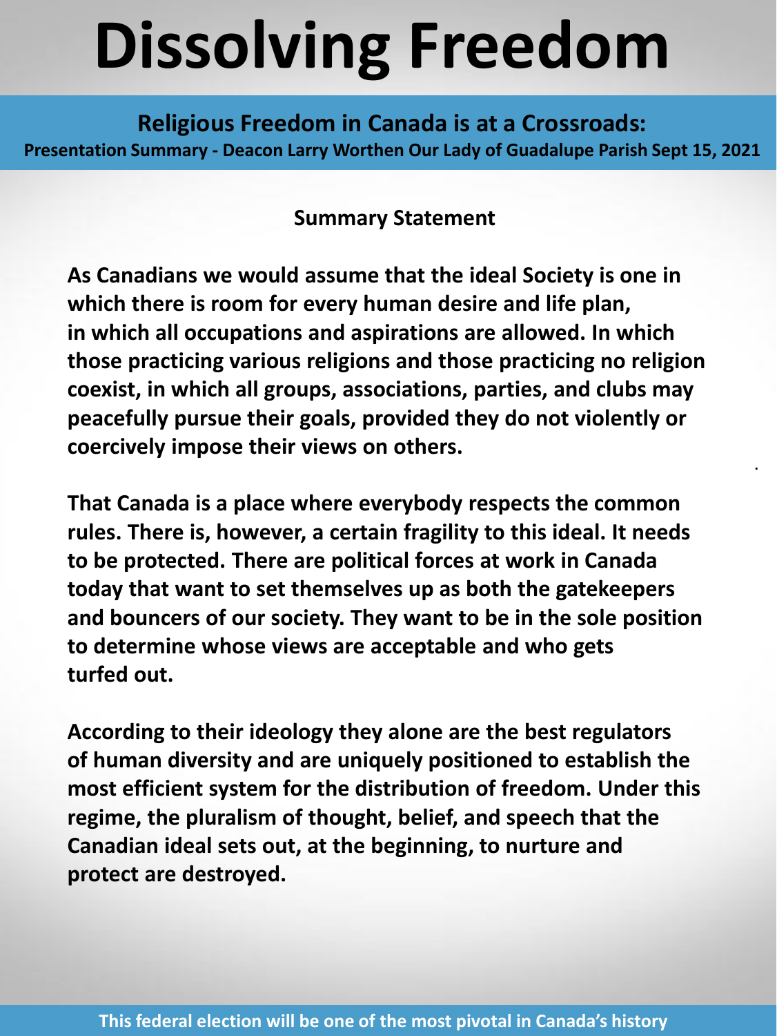# Dissolving Freedom

**Religious Freedom in Canada is at a Crossroads:**

**Presentation Summary - Deacon Larry Worthen Our Lady of Guadalupe Parish Sept 15, 2021**

**Summary Statement**

**As Canadians we would assume that the ideal Society is one in which there is room for every human desire and life plan, in which all occupations and aspirations are allowed. In which those practicing various religions and those practicing no religion coexist, in which all groups, associations, parties, and clubs may peacefully pursue their goals, provided they do not violently or coercively impose their views on others.**

**That Canada is a place where everybody respects the common rules. There is, however, a certain fragility to this ideal. It needs to be protected. There are political forces at work in Canada today that want to set themselves up as both the gatekeepers and bouncers of our society. They want to be in the sole position to determine whose views are acceptable and who gets turfed out.**

**According to their ideology they alone are the best regulators of human diversity and are uniquely positioned to establish the most efficient system for the distribution of freedom. Under this regime, the pluralism of thought, belief, and speech that the Canadian ideal sets out, at the beginning, to nurture and protect are destroyed.**

**This federal election will be one of the most pivotal in Canada's history**